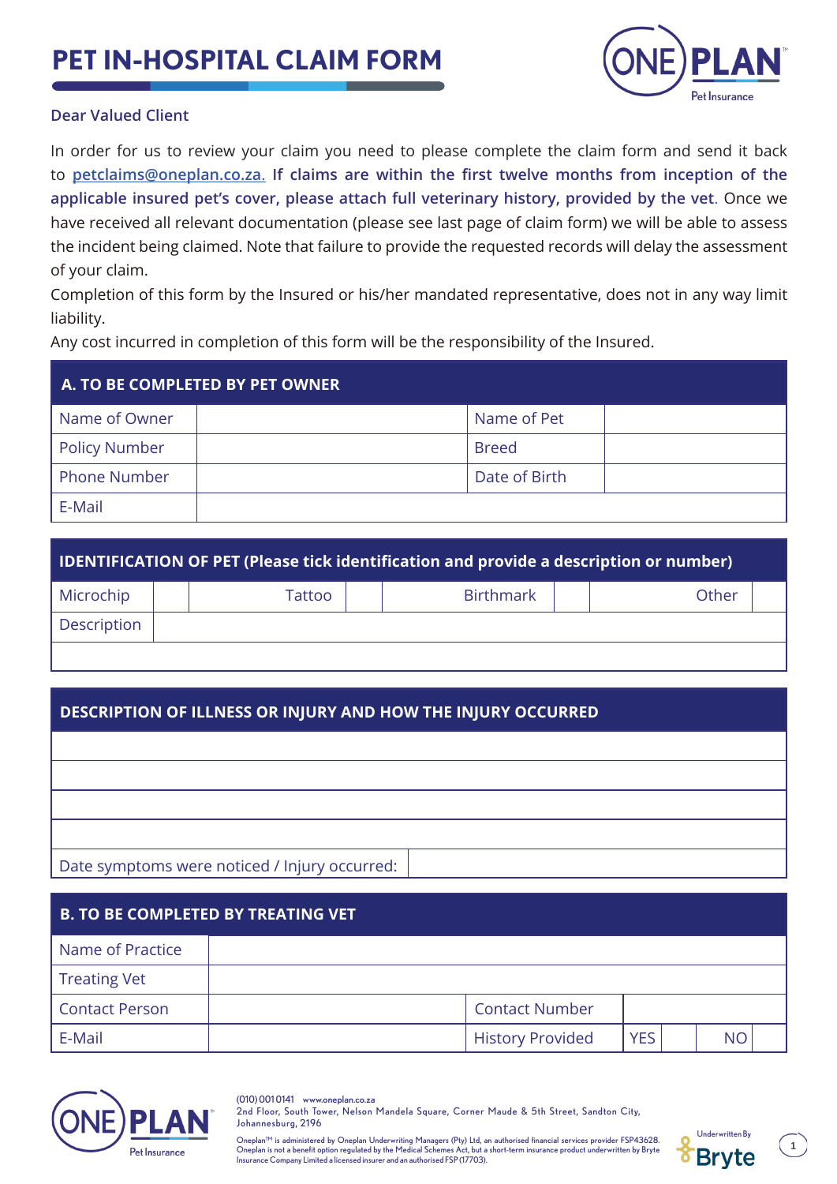# PET IN-HOSPITAL CLAIM FORM

**Dear Valued Client**

In order for us to review your claim you need to please complete the claim form and send it back to petclaims@oneplan.co.za. **If claims are within the first twelve months from inception of the applicable insured pet's cover, please attach full veterinary history, provided by the vet.** Once we have received all relevant documentation (please see last page of claim form) we will be able to assess the incident being claimed. Note that failure to provide the requested records will delay the assessment of your claim.

Completion of this form by the Insured or his/her mandated representative, does not in any way limit liability.

Any cost incurred in completion of this form will be the responsibility of the Insured.

| A. TO BE COMPLETED BY PET OWNER | | | |
|---|---|---|---|
| Name of Owner | | Name of Pet | |
| Policy Number | | Breed | |
| Phone Number | | Date of Birth | |
| E-Mail | | | |

| IDENTIFICATION OF PET (Please tick identification and provide a description or number) | | | | | | | |
|---|---|---|---|---|---|---|---|
| Microchip | | Tattoo | | Birthmark | | Other | |
| Description | | | | | | | |
| | | | | | | | |

| DESCRIPTION OF ILLNESS OR INJURY AND HOW THE INJURY OCCURRED | |
|---|---|
| | |
| | |
| | |
| | |
| Date symptoms were noticed / Injury occurred: | |

| B. TO BE COMPLETED BY TREATING VET | | | | | | |
|---|---|---|---|---|---|---|
| Name of Practice | | | | | | |
| Treating Vet | | | | | | |
| Contact Person | | Contact Number | | | | |
| E-Mail | | History Provided | YES | | NO | |

(010) 001 0141 www.oneplan.co.za
2nd Floor, South Tower, Nelson Mandela Square, Corner Maude & 5th Street, Sandton City, Johannesburg, 2196

Oneplan™ is administered by Oneplan Underwriting Managers (Pty) Ltd, an authorised financial services provider FSP43628. Oneplan is not a benefit option regulated by the Medical Schemes Act, but a short-term insurance product underwritten by Bryte Insurance Company Limited a licensed insurer and an authorised FSP (17703).

Underwritten By Bryte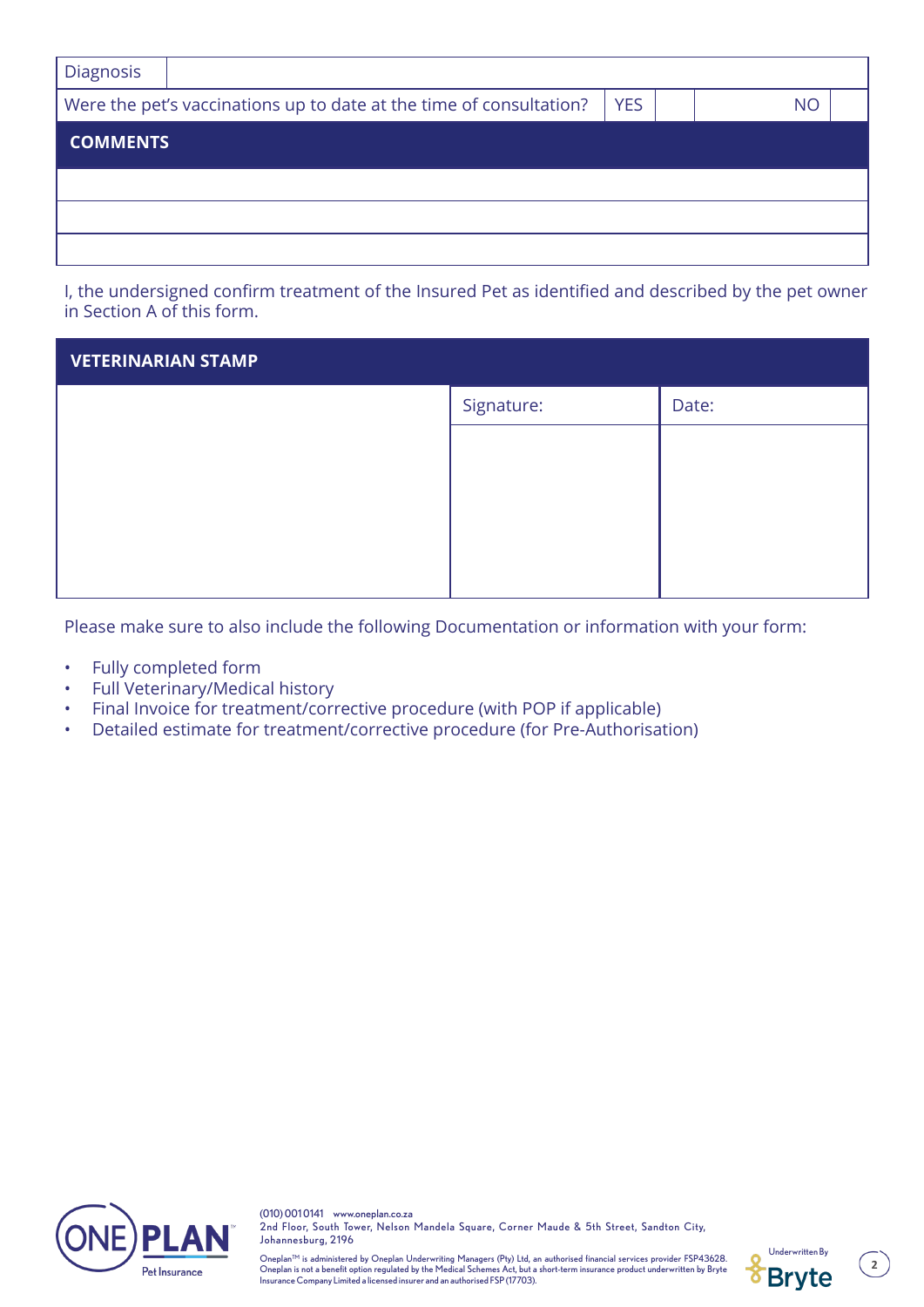| | | | | | |
|---|---|---|---|---|---|
| Diagnosis | | | | | |
| Were the pet's vaccinations up to date at the time of consultation? | | YES | | NO | |

## COMMENTS

| |
|---|
| |
| |
| |

I, the undersigned confirm treatment of the Insured Pet as identified and described by the pet owner in Section A of this form.

| VETERINARIAN STAMP | | |
|---|---|---|
| | Signature: | Date: |
| | | |

Please make sure to also include the following Documentation or information with your form:

- Fully completed form
- Full Veterinary/Medical history
- Final Invoice for treatment/corrective procedure (with POP if applicable)
- Detailed estimate for treatment/corrective procedure (for Pre-Authorisation)

ONE PLAN™ Pet Insurance

(010) 001 0141 www.oneplan.co.za
2nd Floor, South Tower, Nelson Mandela Square, Corner Maude & 5th Street, Sandton City, Johannesburg, 2196

Oneplan™ is administered by Oneplan Underwriting Managers (Pty) Ltd, an authorised financial services provider FSP43628. Oneplan is not a benefit option regulated by the Medical Schemes Act, but a short-term insurance product underwritten by Bryte Insurance Company Limited a licensed insurer and an authorised FSP (17703).

Underwritten By Bryte